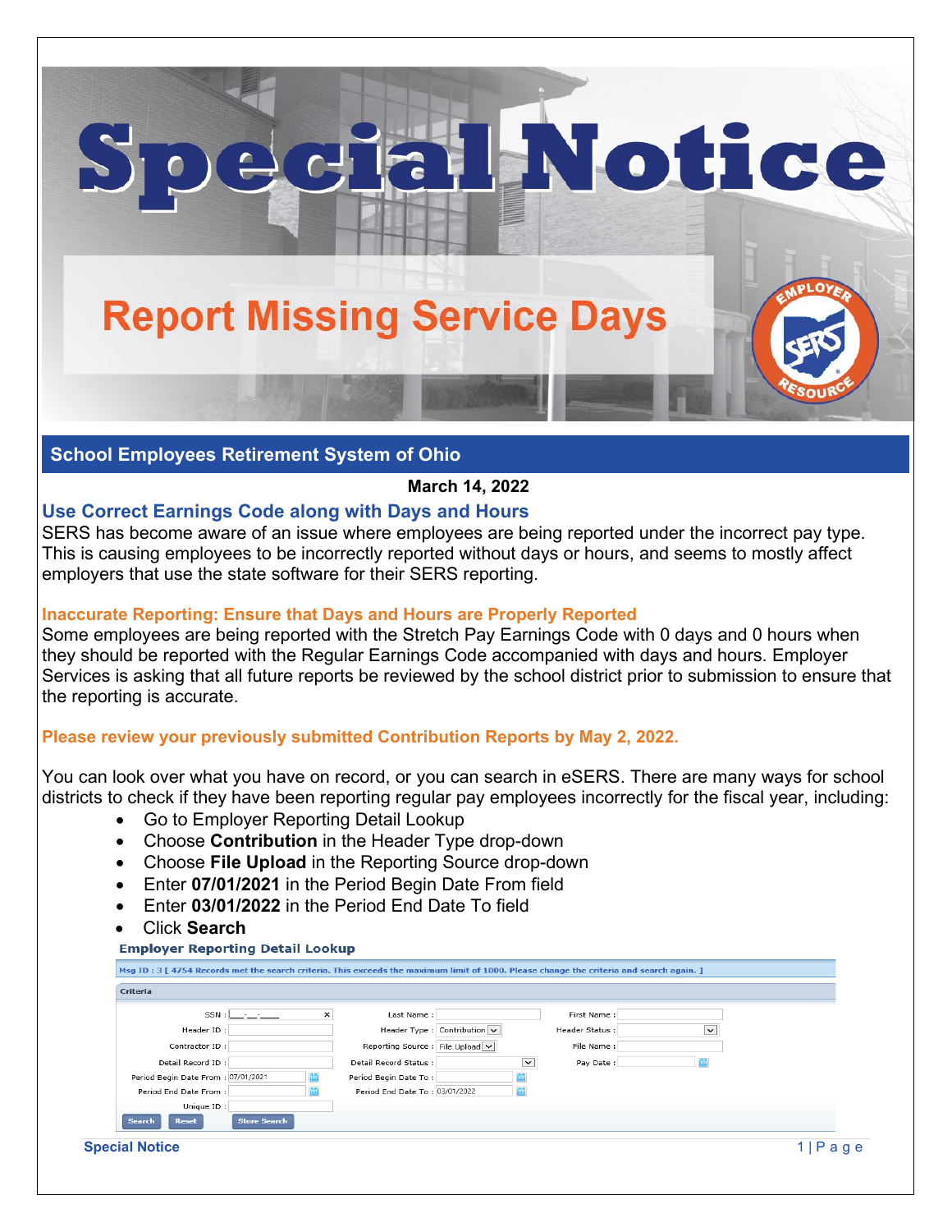# Special Notice

## Report Missing Service Days

**School Employees Retirement System of Ohio**

**March 14, 2022**

### Use Correct Earnings Code along with Days and Hours

SERS has become aware of an issue where employees are being reported under the incorrect pay type. This is causing employees to be incorrectly reported without days or hours, and seems to mostly affect employers that use the state software for their SERS reporting.

#### Inaccurate Reporting: Ensure that Days and Hours are Properly Reported

Some employees are being reported with the Stretch Pay Earnings Code with 0 days and 0 hours when they should be reported with the Regular Earnings Code accompanied with days and hours. Employer Services is asking that all future reports be reviewed by the school district prior to submission to ensure that the reporting is accurate.

**Please review your previously submitted Contribution Reports by May 2, 2022.**

You can look over what you have on record, or you can search in eSERS. There are many ways for school districts to check if they have been reporting regular pay employees incorrectly for the fiscal year, including:

- Go to Employer Reporting Detail Lookup
- Choose **Contribution** in the Header Type drop-down
- Choose **File Upload** in the Reporting Source drop-down
- Enter **07/01/2021** in the Period Begin Date From field
- Enter **03/01/2022** in the Period End Date To field
- Click **Search**

**Employer Reporting Detail Lookup**

Msg ID : 3 [ 4754 Records met the search criteria. This exceeds the maximum limit of 1000. Please change the criteria and search again. ]

Criteria

| | | | | | |
|---|---|---|---|---|---|
| SSN : | \_\_\_-\_\_-\_\_\_\_ | Last Name : | | First Name : | |
| Header ID : | | Header Type : | Contribution | Header Status : | |
| Contractor ID : | | Reporting Source : | File Upload | File Name : | |
| Detail Record ID : | | Detail Record Status : | | Pay Date : | |
| Period Begin Date From : | 07/01/2021 | Period Begin Date To : | | | |
| Period End Date From : | | Period End Date To : | 03/01/2022 | | |
| Unique ID : | | | | | |

Search | Reset | Store Search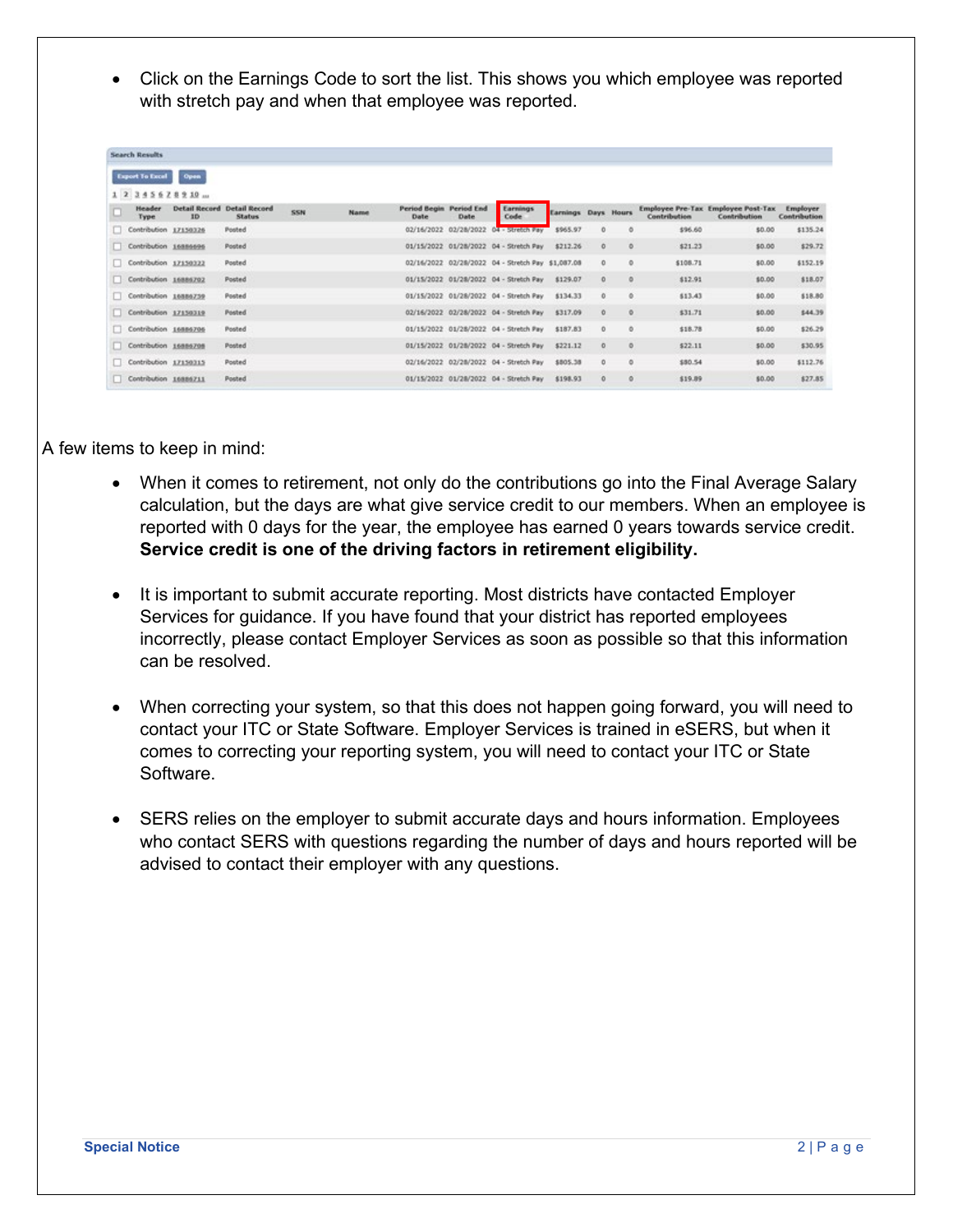- Click on the Earnings Code to sort the list. This shows you which employee was reported with stretch pay and when that employee was reported.

**Search Results**

Export To Excel | Open

1 2 3 4 5 6 7 8 9 10 ...

| | Header Type | Detail Record ID | Detail Record Status | SSN | Name | Period Begin Date | Period End Date | Earnings Code | Earnings | Days | Hours | Employee Pre-Tax Contribution | Employee Post-Tax Contribution | Employer Contribution |
|---|---|---|---|---|---|---|---|---|---|---|---|---|---|---|
| ☐ | Contribution | 17150326 | Posted | | | 02/16/2022 | 02/28/2022 | 04 - Stretch Pay | $965.97 | 0 | 0 | $96.60 | $0.00 | $135.24 |
| ☐ | Contribution | 16886696 | Posted | | | 01/15/2022 | 01/28/2022 | 04 - Stretch Pay | $212.26 | 0 | 0 | $21.23 | $0.00 | $29.72 |
| ☐ | Contribution | 17150322 | Posted | | | 02/16/2022 | 02/28/2022 | 04 - Stretch Pay | $1,087.08 | 0 | 0 | $108.71 | $0.00 | $152.19 |
| ☐ | Contribution | 16886702 | Posted | | | 01/15/2022 | 01/28/2022 | 04 - Stretch Pay | $129.07 | 0 | 0 | $12.91 | $0.00 | $18.07 |
| ☐ | Contribution | 16886739 | Posted | | | 01/15/2022 | 01/28/2022 | 04 - Stretch Pay | $134.33 | 0 | 0 | $13.43 | $0.00 | $18.80 |
| ☐ | Contribution | 17150319 | Posted | | | 02/16/2022 | 02/28/2022 | 04 - Stretch Pay | $317.09 | 0 | 0 | $31.71 | $0.00 | $44.39 |
| ☐ | Contribution | 16886706 | Posted | | | 01/15/2022 | 01/28/2022 | 04 - Stretch Pay | $187.83 | 0 | 0 | $18.78 | $0.00 | $26.29 |
| ☐ | Contribution | 16886708 | Posted | | | 01/15/2022 | 01/28/2022 | 04 - Stretch Pay | $221.12 | 0 | 0 | $22.11 | $0.00 | $30.95 |
| ☐ | Contribution | 17150315 | Posted | | | 02/16/2022 | 02/28/2022 | 04 - Stretch Pay | $805.38 | 0 | 0 | $80.54 | $0.00 | $112.76 |
| ☐ | Contribution | 16886711 | Posted | | | 01/15/2022 | 01/28/2022 | 04 - Stretch Pay | $198.93 | 0 | 0 | $19.89 | $0.00 | $27.85 |

A few items to keep in mind:

- When it comes to retirement, not only do the contributions go into the Final Average Salary calculation, but the days are what give service credit to our members. When an employee is reported with 0 days for the year, the employee has earned 0 years towards service credit. **Service credit is one of the driving factors in retirement eligibility.**

- It is important to submit accurate reporting. Most districts have contacted Employer Services for guidance. If you have found that your district has reported employees incorrectly, please contact Employer Services as soon as possible so that this information can be resolved.

- When correcting your system, so that this does not happen going forward, you will need to contact your ITC or State Software. Employer Services is trained in eSERS, but when it comes to correcting your reporting system, you will need to contact your ITC or State Software.

- SERS relies on the employer to submit accurate days and hours information. Employees who contact SERS with questions regarding the number of days and hours reported will be advised to contact their employer with any questions.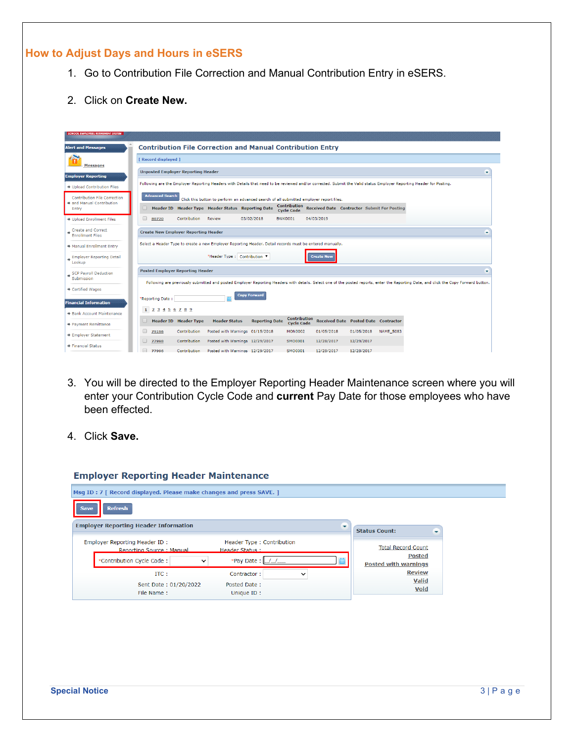## How to Adjust Days and Hours in eSERS

1. Go to Contribution File Correction and Manual Contribution Entry in eSERS.

2. Click on **Create New.**

3. You will be directed to the Employer Reporting Header Maintenance screen where you will enter your Contribution Cycle Code and **current** Pay Date for those employees who have been effected.

4. Click **Save.**

Special Notice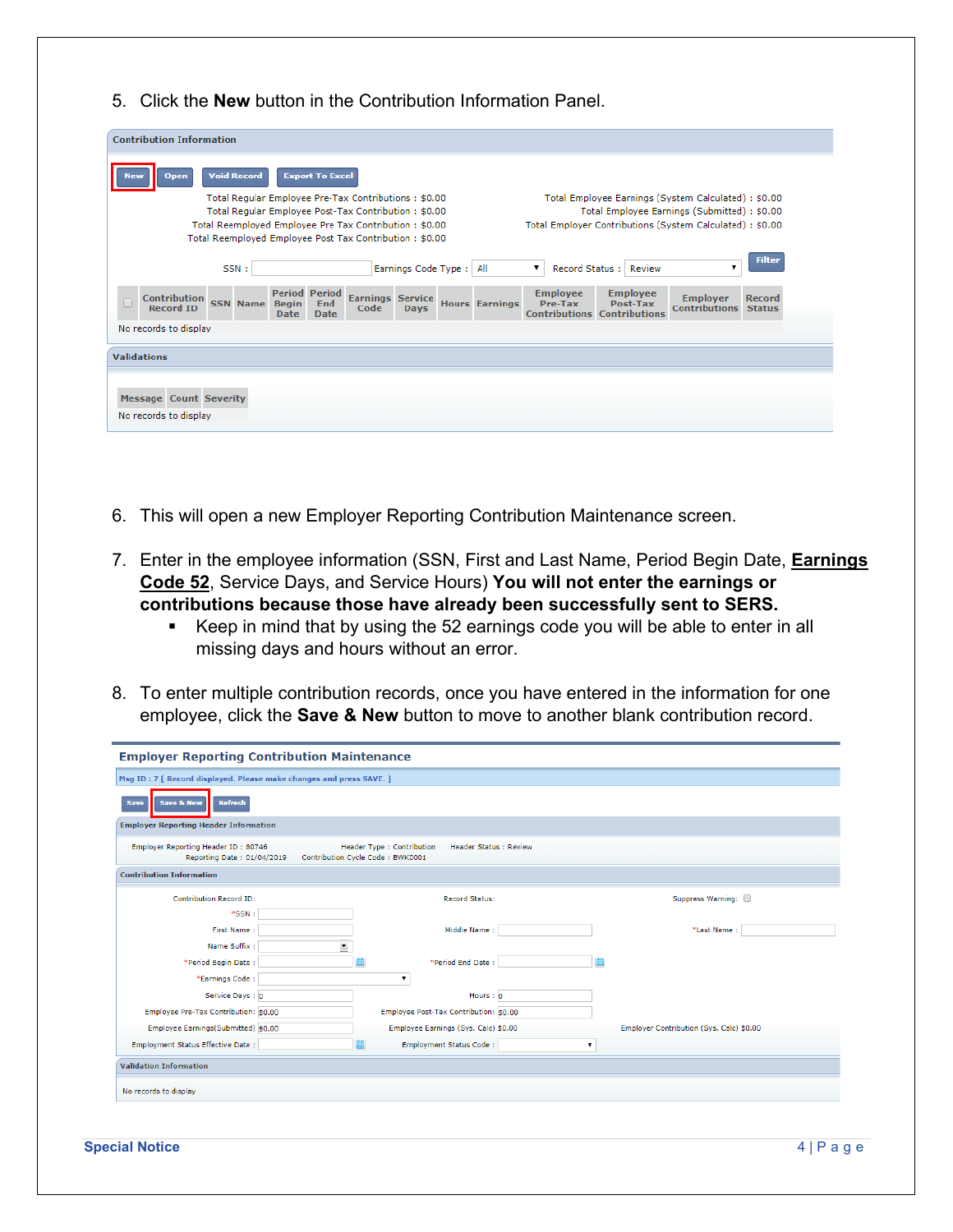5. Click the **New** button in the Contribution Information Panel.

Contribution Information

New | Open | Void Record | Export To Excel

Total Regular Employee Pre-Tax Contributions : $0.00
Total Regular Employee Post-Tax Contribution : $0.00
Total Reemployed Employee Pre Tax Contribution : $0.00
Total Reemployed Employee Post Tax Contribution : $0.00

Total Employee Earnings (System Calculated) : $0.00
Total Employee Earnings (Submitted) : $0.00
Total Employer Contributions (System Calculated) : $0.00

SSN : Earnings Code Type : All Record Status : Review Filter

| Contribution Record ID | SSN | Name | Period Begin Date | Period End Date | Earnings Code | Service Days | Hours | Earnings | Employee Pre-Tax Contributions | Employee Post-Tax Contributions | Employer Contributions | Record Status |
|---|---|---|---|---|---|---|---|---|---|---|---|---|

No records to display

Validations

| Message | Count | Severity |
|---|---|---|

No records to display

6. This will open a new Employer Reporting Contribution Maintenance screen.

7. Enter in the employee information (SSN, First and Last Name, Period Begin Date, **Earnings Code 52**, Service Days, and Service Hours) **You will not enter the earnings or contributions because those have already been successfully sent to SERS.**
   - Keep in mind that by using the 52 earnings code you will be able to enter in all missing days and hours without an error.

8. To enter multiple contribution records, once you have entered in the information for one employee, click the **Save & New** button to move to another blank contribution record.

Employer Reporting Contribution Maintenance

Msg ID : 7 [ Record displayed. Please make changes and press SAVE. ]

Save | Save & New | Refresh

Employer Reporting Header Information

Employer Reporting Header ID : 80746 Header Type : Contribution Header Status : Review
Reporting Date : 01/04/2019 Contribution Cycle Code : BWK0001

Contribution Information

Contribution Record ID: Record Status: Suppress Warning:
*SSN :
First Name : Middle Name : *Last Name :
Name Suffix :
*Period Begin Date : *Period End Date :
*Earnings Code :
Service Days : 0 Hours : 0
Employee Pre-Tax Contribution: $0.00 Employee Post-Tax Contribution: $0.00
Employee Earnings(Submitted) $0.00 Employee Earnings (Sys. Calc) $0.00 Employer Contribution (Sys. Calc) $0.00
Employment Status Effective Date : Employment Status Code :

Validation Information

No records to display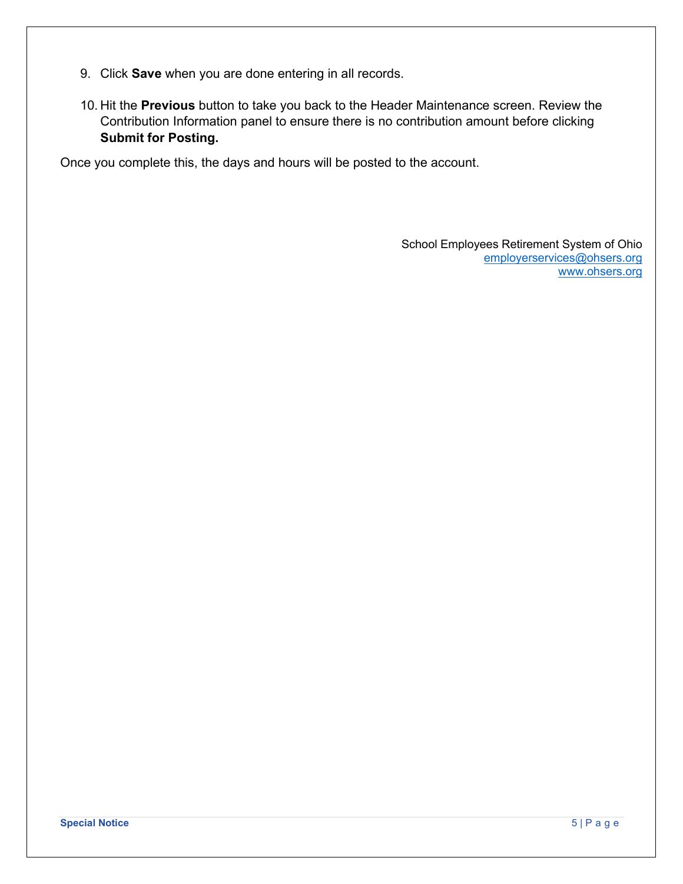9. Click **Save** when you are done entering in all records.

10. Hit the **Previous** button to take you back to the Header Maintenance screen. Review the Contribution Information panel to ensure there is no contribution amount before clicking **Submit for Posting.**

Once you complete this, the days and hours will be posted to the account.

School Employees Retirement System of Ohio
employerservices@ohsers.org
www.ohsers.org